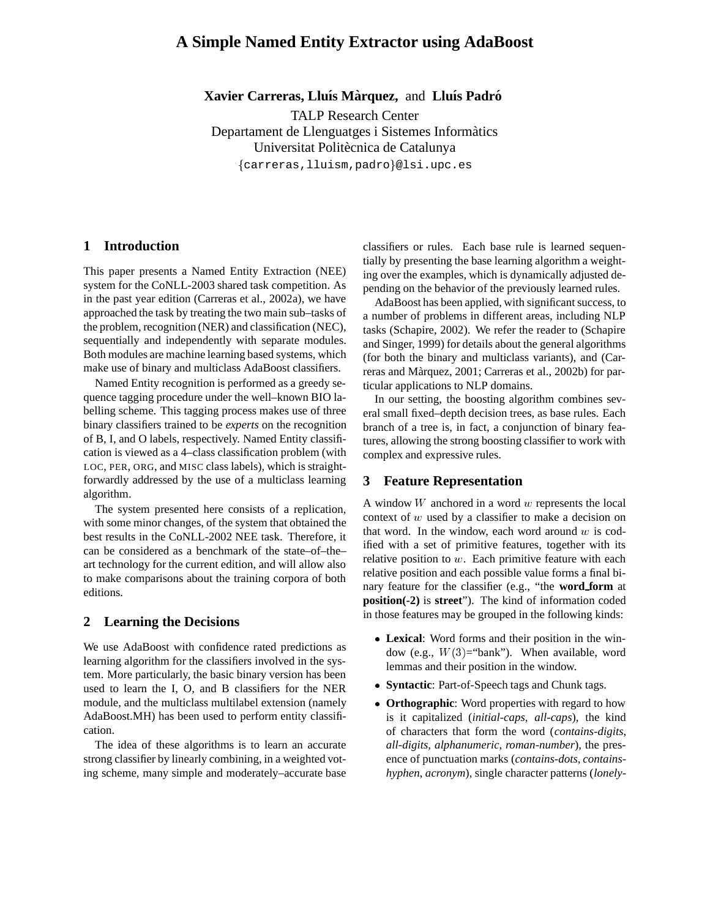# A Simple Named Entity Extractor using AdaBoost

**Xavier Carreras, Lluís Màrquez,** and **Lluís Padró**

TALP Research Center
Departament de Llenguatges i Sistemes Informàtics
Universitat Politècnica de Catalunya
{carreras,lluism,padro}@lsi.upc.es

## 1 Introduction

This paper presents a Named Entity Extraction (NEE) system for the CoNLL-2003 shared task competition. As in the past year edition (Carreras et al., 2002a), we have approached the task by treating the two main sub–tasks of the problem, recognition (NER) and classification (NEC), sequentially and independently with separate modules. Both modules are machine learning based systems, which make use of binary and multiclass AdaBoost classifiers.

Named Entity recognition is performed as a greedy sequence tagging procedure under the well–known BIO labelling scheme. This tagging process makes use of three binary classifiers trained to be *experts* on the recognition of B, I, and O labels, respectively. Named Entity classification is viewed as a 4–class classification problem (with LOC, PER, ORG, and MISC class labels), which is straightforwardly addressed by the use of a multiclass learning algorithm.

The system presented here consists of a replication, with some minor changes, of the system that obtained the best results in the CoNLL-2002 NEE task. Therefore, it can be considered as a benchmark of the state–of–the–art technology for the current edition, and will allow also to make comparisons about the training corpora of both editions.

## 2 Learning the Decisions

We use AdaBoost with confidence rated predictions as learning algorithm for the classifiers involved in the system. More particularly, the basic binary version has been used to learn the I, O, and B classifiers for the NER module, and the multiclass multilabel extension (namely AdaBoost.MH) has been used to perform entity classification.

The idea of these algorithms is to learn an accurate strong classifier by linearly combining, in a weighted voting scheme, many simple and moderately–accurate base classifiers or rules. Each base rule is learned sequentially by presenting the base learning algorithm a weighting over the examples, which is dynamically adjusted depending on the behavior of the previously learned rules.

AdaBoost has been applied, with significant success, to a number of problems in different areas, including NLP tasks (Schapire, 2002). We refer the reader to (Schapire and Singer, 1999) for details about the general algorithms (for both the binary and multiclass variants), and (Carreras and Màrquez, 2001; Carreras et al., 2002b) for particular applications to NLP domains.

In our setting, the boosting algorithm combines several small fixed–depth decision trees, as base rules. Each branch of a tree is, in fact, a conjunction of binary features, allowing the strong boosting classifier to work with complex and expressive rules.

## 3 Feature Representation

A window $W$ anchored in a word $w$ represents the local context of $w$ used by a classifier to make a decision on that word. In the window, each word around $w$ is codified with a set of primitive features, together with its relative position to $w$. Each primitive feature with each relative position and each possible value forms a final binary feature for the classifier (e.g., "the **word_form** at **position(-2)** is **street**"). The kind of information coded in those features may be grouped in the following kinds:

- **Lexical**: Word forms and their position in the window (e.g., $W(3)$="bank"). When available, word lemmas and their position in the window.
- **Syntactic**: Part-of-Speech tags and Chunk tags.
- **Orthographic**: Word properties with regard to how is it capitalized (*initial-caps*, *all-caps*), the kind of characters that form the word (*contains-digits*, *all-digits*, *alphanumeric*, *roman-number*), the presence of punctuation marks (*contains-dots*, *contains-hyphen*, *acronym*), single character patterns (*lonely-*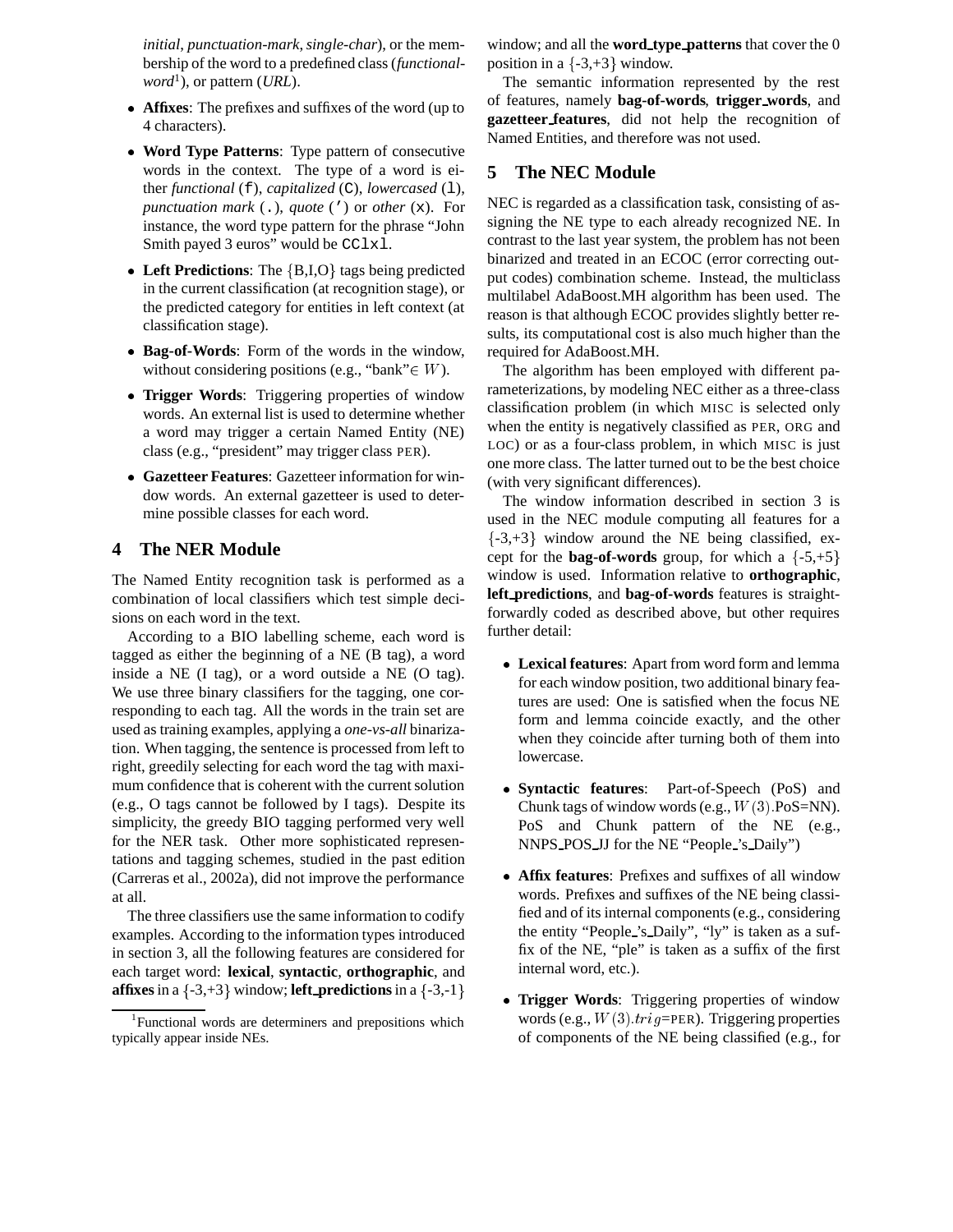*initial*, *punctuation-mark*, *single-char*), or the membership of the word to a predefined class (*functional-word*[1]), or pattern (*URL*).

- **Affixes**: The prefixes and suffixes of the word (up to 4 characters).
- **Word Type Patterns**: Type pattern of consecutive words in the context. The type of a word is either *functional* (`f`), *capitalized* (`C`), *lowercased* (`l`), *punctuation mark* (`.`), *quote* (`'`) or *other* (`x`). For instance, the word type pattern for the phrase "John Smith payed 3 euros" would be `CClxl`.
- **Left Predictions**: The {B,I,O} tags being predicted in the current classification (at recognition stage), or the predicted category for entities in left context (at classification stage).
- **Bag-of-Words**: Form of the words in the window, without considering positions (e.g., "bank"$\in W$).
- **Trigger Words**: Triggering properties of window words. An external list is used to determine whether a word may trigger a certain Named Entity (NE) class (e.g., "president" may trigger class PER).
- **Gazetteer Features**: Gazetteer information for window words. An external gazetteer is used to determine possible classes for each word.

## 4 The NER Module

The Named Entity recognition task is performed as a combination of local classifiers which test simple decisions on each word in the text.

According to a BIO labelling scheme, each word is tagged as either the beginning of a NE (B tag), a word inside a NE (I tag), or a word outside a NE (O tag). We use three binary classifiers for the tagging, one corresponding to each tag. All the words in the train set are used as training examples, applying a *one-vs-all* binarization. When tagging, the sentence is processed from left to right, greedily selecting for each word the tag with maximum confidence that is coherent with the current solution (e.g., O tags cannot be followed by I tags). Despite its simplicity, the greedy BIO tagging performed very well for the NER task. Other more sophisticated representations and tagging schemes, studied in the past edition (Carreras et al., 2002a), did not improve the performance at all.

The three classifiers use the same information to codify examples. According to the information types introduced in section 3, all the following features are considered for each target word: **lexical**, **syntactic**, **orthographic**, and **affixes** in a {-3,+3} window; **left_predictions** in a {-3,-1} window; and all the **word_type_patterns** that cover the 0 position in a {-3,+3} window.

The semantic information represented by the rest of features, namely **bag-of-words**, **trigger_words**, and **gazetteer_features**, did not help the recognition of Named Entities, and therefore was not used.

## 5 The NEC Module

NEC is regarded as a classification task, consisting of assigning the NE type to each already recognized NE. In contrast to the last year system, the problem has not been binarized and treated in an ECOC (error correcting output codes) combination scheme. Instead, the multiclass multilabel AdaBoost.MH algorithm has been used. The reason is that although ECOC provides slightly better results, its computational cost is also much higher than the required for AdaBoost.MH.

The algorithm has been employed with different parameterizations, by modeling NEC either as a three-class classification problem (in which MISC is selected only when the entity is negatively classified as PER, ORG and LOC) or as a four-class problem, in which MISC is just one more class. The latter turned out to be the best choice (with very significant differences).

The window information described in section 3 is used in the NEC module computing all features for a {-3,+3} window around the NE being classified, except for the **bag-of-words** group, for which a {-5,+5} window is used. Information relative to **orthographic**, **left_predictions**, and **bag-of-words** features is straightforwardly coded as described above, but other requires further detail:

- **Lexical features**: Apart from word form and lemma for each window position, two additional binary features are used: One is satisfied when the focus NE form and lemma coincide exactly, and the other when they coincide after turning both of them into lowercase.
- **Syntactic features**: Part-of-Speech (PoS) and Chunk tags of window words (e.g., $W(3)$.PoS=NN). PoS and Chunk pattern of the NE (e.g., NNPS_POS_JJ for the NE "People_'s_Daily")
- **Affix features**: Prefixes and suffixes of all window words. Prefixes and suffixes of the NE being classified and of its internal components (e.g., considering the entity "People_'s_Daily", "ly" is taken as a suffix of the NE, "ple" is taken as a suffix of the first internal word, etc.).
- **Trigger Words**: Triggering properties of window words (e.g., $W(3).trig$=PER). Triggering properties of components of the NE being classified (e.g., for

[1] Functional words are determiners and prepositions which typically appear inside NEs.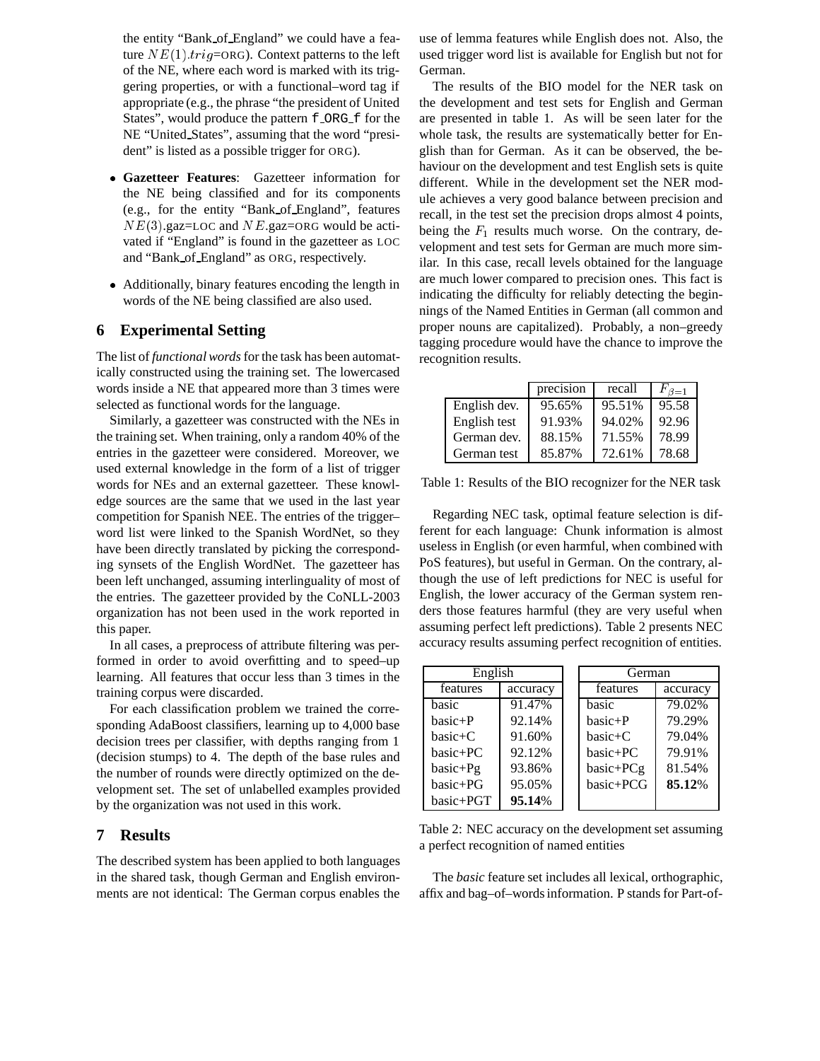the entity "Bank_of_England" we could have a feature $NE(1).trig$=ORG). Context patterns to the left of the NE, where each word is marked with its triggering properties, or with a functional–word tag if appropriate (e.g., the phrase "the president of United States", would produce the pattern f_ORG_f for the NE "United_States", assuming that the word "president" is listed as a possible trigger for ORG).

- **Gazetteer Features**: Gazetteer information for the NE being classified and for its components (e.g., for the entity "Bank_of_England", features $NE(3)$.gaz=LOC and $NE$.gaz=ORG would be activated if "England" is found in the gazetteer as LOC and "Bank_of_England" as ORG, respectively.
- Additionally, binary features encoding the length in words of the NE being classified are also used.

## 6 Experimental Setting

The list of *functional words* for the task has been automatically constructed using the training set. The lowercased words inside a NE that appeared more than 3 times were selected as functional words for the language.

Similarly, a gazetteer was constructed with the NEs in the training set. When training, only a random 40% of the entries in the gazetteer were considered. Moreover, we used external knowledge in the form of a list of trigger words for NEs and an external gazetteer. These knowledge sources are the same that we used in the last year competition for Spanish NEE. The entries of the trigger–word list were linked to the Spanish WordNet, so they have been directly translated by picking the corresponding synsets of the English WordNet. The gazetteer has been left unchanged, assuming interlinguality of most of the entries. The gazetteer provided by the CoNLL-2003 organization has not been used in the work reported in this paper.

In all cases, a preprocess of attribute filtering was performed in order to avoid overfitting and to speed–up learning. All features that occur less than 3 times in the training corpus were discarded.

For each classification problem we trained the corresponding AdaBoost classifiers, learning up to 4,000 base decision trees per classifier, with depths ranging from 1 (decision stumps) to 4. The depth of the base rules and the number of rounds were directly optimized on the development set. The set of unlabelled examples provided by the organization was not used in this work.

## 7 Results

The described system has been applied to both languages in the shared task, though German and English environments are not identical: The German corpus enables the use of lemma features while English does not. Also, the used trigger word list is available for English but not for German.

The results of the BIO model for the NER task on the development and test sets for English and German are presented in table 1. As will be seen later for the whole task, the results are systematically better for English than for German. As it can be observed, the behaviour on the development and test English sets is quite different. While in the development set the NER module achieves a very good balance between precision and recall, in the test set the precision drops almost 4 points, being the $F_1$ results much worse. On the contrary, development and test sets for German are much more similar. In this case, recall levels obtained for the language are much lower compared to precision ones. This fact is indicating the difficulty for reliably detecting the beginnings of the Named Entities in German (all common and proper nouns are capitalized). Probably, a non–greedy tagging procedure would have the chance to improve the recognition results.

| | precision | recall | $F_{\beta=1}$ |
|---|---|---|---|
| English dev. | 95.65% | 95.51% | 95.58 |
| English test | 91.93% | 94.02% | 92.96 |
| German dev. | 88.15% | 71.55% | 78.99 |
| German test | 85.87% | 72.61% | 78.68 |

Table 1: Results of the BIO recognizer for the NER task

Regarding NEC task, optimal feature selection is different for each language: Chunk information is almost useless in English (or even harmful, when combined with PoS features), but useful in German. On the contrary, although the use of left predictions for NEC is useful for English, the lower accuracy of the German system renders those features harmful (they are very useful when assuming perfect left predictions). Table 2 presents NEC accuracy results assuming perfect recognition of entities.

| English | | German | |
|---|---|---|---|
| features | accuracy | features | accuracy |
| basic | 91.47% | basic | 79.02% |
| basic+P | 92.14% | basic+P | 79.29% |
| basic+C | 91.60% | basic+C | 79.04% |
| basic+PC | 92.12% | basic+PC | 79.91% |
| basic+Pg | 93.86% | basic+PCg | 81.54% |
| basic+PG | 95.05% | basic+PCG | **85.12**% |
| basic+PGT | **95.14**% | | |

Table 2: NEC accuracy on the development set assuming a perfect recognition of named entities

The *basic* feature set includes all lexical, orthographic, affix and bag–of–words information. P stands for Part-of-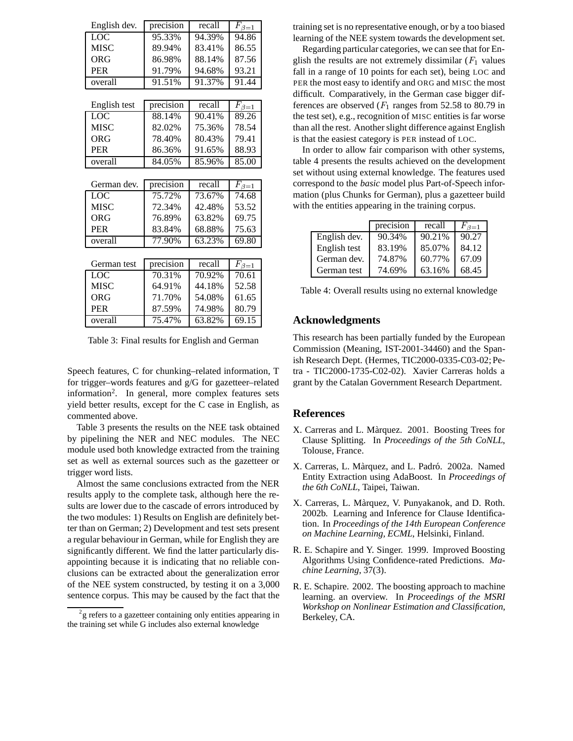| English dev. | precision | recall | $F_{\beta=1}$ |
|---|---|---|---|
| LOC | 95.33% | 94.39% | 94.86 |
| MISC | 89.94% | 83.41% | 86.55 |
| ORG | 86.98% | 88.14% | 87.56 |
| PER | 91.79% | 94.68% | 93.21 |
| overall | 91.51% | 91.37% | 91.44 |

| English test | precision | recall | $F_{\beta=1}$ |
|---|---|---|---|
| LOC | 88.14% | 90.41% | 89.26 |
| MISC | 82.02% | 75.36% | 78.54 |
| ORG | 78.40% | 80.43% | 79.41 |
| PER | 86.36% | 91.65% | 88.93 |
| overall | 84.05% | 85.96% | 85.00 |

| German dev. | precision | recall | $F_{\beta=1}$ |
|---|---|---|---|
| LOC | 75.72% | 73.67% | 74.68 |
| MISC | 72.34% | 42.48% | 53.52 |
| ORG | 76.89% | 63.82% | 69.75 |
| PER | 83.84% | 68.88% | 75.63 |
| overall | 77.90% | 63.23% | 69.80 |

| German test | precision | recall | $F_{\beta=1}$ |
|---|---|---|---|
| LOC | 70.31% | 70.92% | 70.61 |
| MISC | 64.91% | 44.18% | 52.58 |
| ORG | 71.70% | 54.08% | 61.65 |
| PER | 87.59% | 74.98% | 80.79 |
| overall | 75.47% | 63.82% | 69.15 |

Table 3: Final results for English and German

Speech features, C for chunking–related information, T for trigger–words features and g/G for gazetteer–related information[2]. In general, more complex features sets yield better results, except for the C case in English, as commented above.

Table 3 presents the results on the NEE task obtained by pipelining the NER and NEC modules. The NEC module used both knowledge extracted from the training set as well as external sources such as the gazetteer or trigger word lists.

Almost the same conclusions extracted from the NER results apply to the complete task, although here the results are lower due to the cascade of errors introduced by the two modules: 1) Results on English are definitely better than on German; 2) Development and test sets present a regular behaviour in German, while for English they are significantly different. We find the latter particularly disappointing because it is indicating that no reliable conclusions can be extracted about the generalization error of the NEE system constructed, by testing it on a 3,000 sentence corpus. This may be caused by the fact that the training set is no representative enough, or by a too biased learning of the NEE system towards the development set.

[2] g refers to a gazetteer containing only entities appearing in the training set while G includes also external knowledge

Regarding particular categories, we can see that for English the results are not extremely dissimilar ($F_1$ values fall in a range of 10 points for each set), being LOC and PER the most easy to identify and ORG and MISC the most difficult. Comparatively, in the German case bigger differences are observed ($F_1$ ranges from 52.58 to 80.79 in the test set), e.g., recognition of MISC entities is far worse than all the rest. Another slight difference against English is that the easiest category is PER instead of LOC.

In order to allow fair comparison with other systems, table 4 presents the results achieved on the development set without using external knowledge. The features used correspond to the *basic* model plus Part-of-Speech information (plus Chunks for German), plus a gazetteer build with the entities appearing in the training corpus.

| | precision | recall | $F_{\beta=1}$ |
|---|---|---|---|
| English dev. | 90.34% | 90.21% | 90.27 |
| English test | 83.19% | 85.07% | 84.12 |
| German dev. | 74.87% | 60.77% | 67.09 |
| German test | 74.69% | 63.16% | 68.45 |

Table 4: Overall results using no external knowledge

## Acknowledgments

This research has been partially funded by the European Commission (Meaning, IST-2001-34460) and the Spanish Research Dept. (Hermes, TIC2000-0335-C03-02; Petra - TIC2000-1735-C02-02). Xavier Carreras holds a grant by the Catalan Government Research Department.

## References

X. Carreras and L. Màrquez. 2001. Boosting Trees for Clause Splitting. In *Proceedings of the 5th CoNLL*, Tolouse, France.

X. Carreras, L. Màrquez, and L. Padró. 2002a. Named Entity Extraction using AdaBoost. In *Proceedings of the 6th CoNLL*, Taipei, Taiwan.

X. Carreras, L. Màrquez, V. Punyakanok, and D. Roth. 2002b. Learning and Inference for Clause Identification. In *Proceedings of the 14th European Conference on Machine Learning, ECML*, Helsinki, Finland.

R. E. Schapire and Y. Singer. 1999. Improved Boosting Algorithms Using Confidence-rated Predictions. *Machine Learning*, 37(3).

R. E. Schapire. 2002. The boosting approach to machine learning. an overview. In *Proceedings of the MSRI Workshop on Nonlinear Estimation and Classification*, Berkeley, CA.